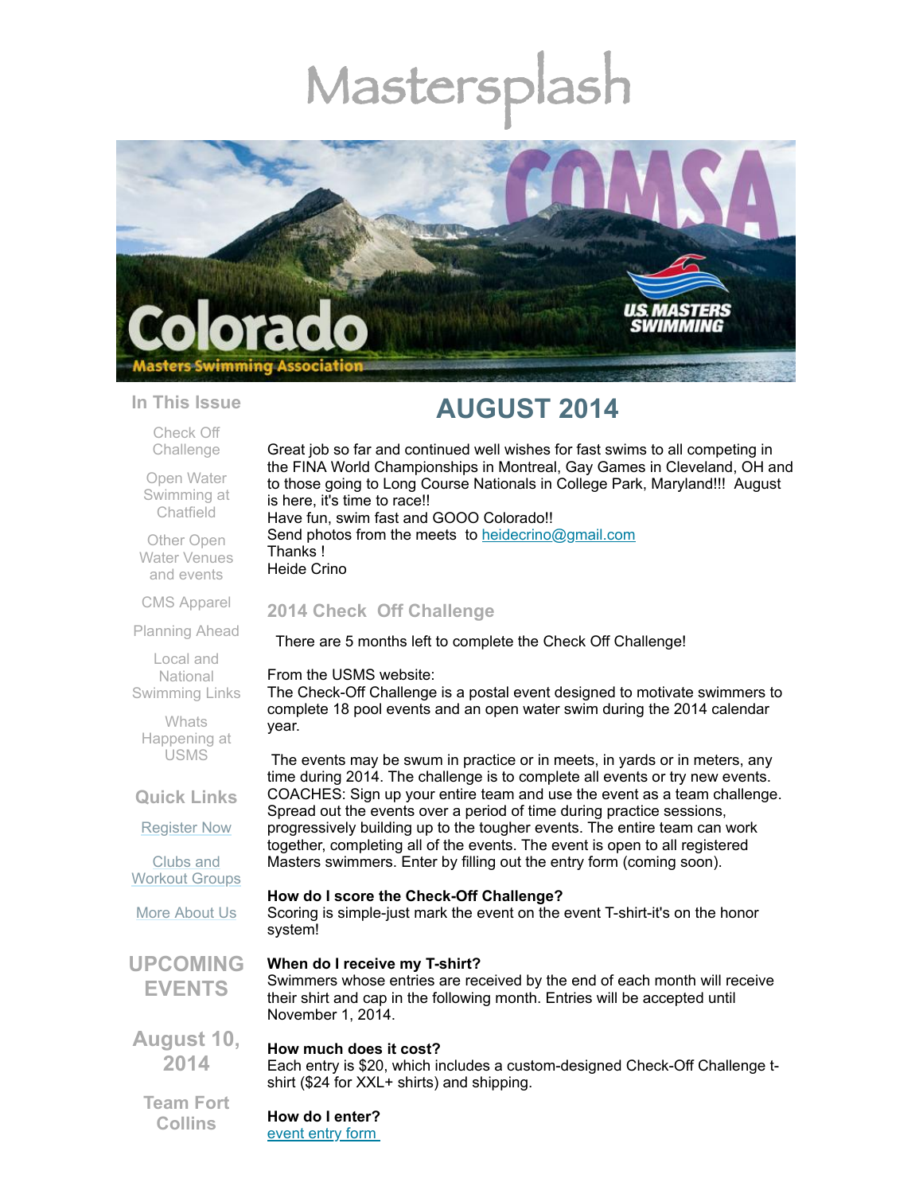# Mastersplash

## In This Issue

Check Off Challenge

Open Water Swimming at Chatfield

Other Open Water Venues and events

CMS Apparel

Planning Ahead

Local and National Swimming Links

Whats Happening at USMS

## Quick Links

[Register Now](#)

[Clubs and Workout Groups](#)

[More About Us](#)

## UPCOMING EVENTS

**August 10, 2014**

**Team Fort Collins**

# AUGUST 2014

Great job so far and continued well wishes for fast swims to all competing in the FINA World Championships in Montreal, Gay Games in Cleveland, OH and to those going to Long Course Nationals in College Park, Maryland!!! August is here, it's time to race!!
Have fun, swim fast and GOOO Colorado!!
Send photos from the meets to [heidecrino@gmail.com](mailto:heidecrino@gmail.com)
Thanks !
Heide Crino

## 2014 Check Off Challenge

There are 5 months left to complete the Check Off Challenge!

From the USMS website:
The Check-Off Challenge is a postal event designed to motivate swimmers to complete 18 pool events and an open water swim during the 2014 calendar year.

The events may be swum in practice or in meets, in yards or in meters, any time during 2014. The challenge is to complete all events or try new events. COACHES: Sign up your entire team and use the event as a team challenge. Spread out the events over a period of time during practice sessions, progressively building up to the tougher events. The entire team can work together, completing all of the events. The event is open to all registered Masters swimmers. Enter by filling out the entry form (coming soon).

**How do I score the Check-Off Challenge?**
Scoring is simple-just mark the event on the event T-shirt-it's on the honor system!

**When do I receive my T-shirt?**
Swimmers whose entries are received by the end of each month will receive their shirt and cap in the following month. Entries will be accepted until November 1, 2014.

**How much does it cost?**
Each entry is $20, which includes a custom-designed Check-Off Challenge t-shirt ($24 for XXL+ shirts) and shipping.

**How do I enter?**
[event entry form](#)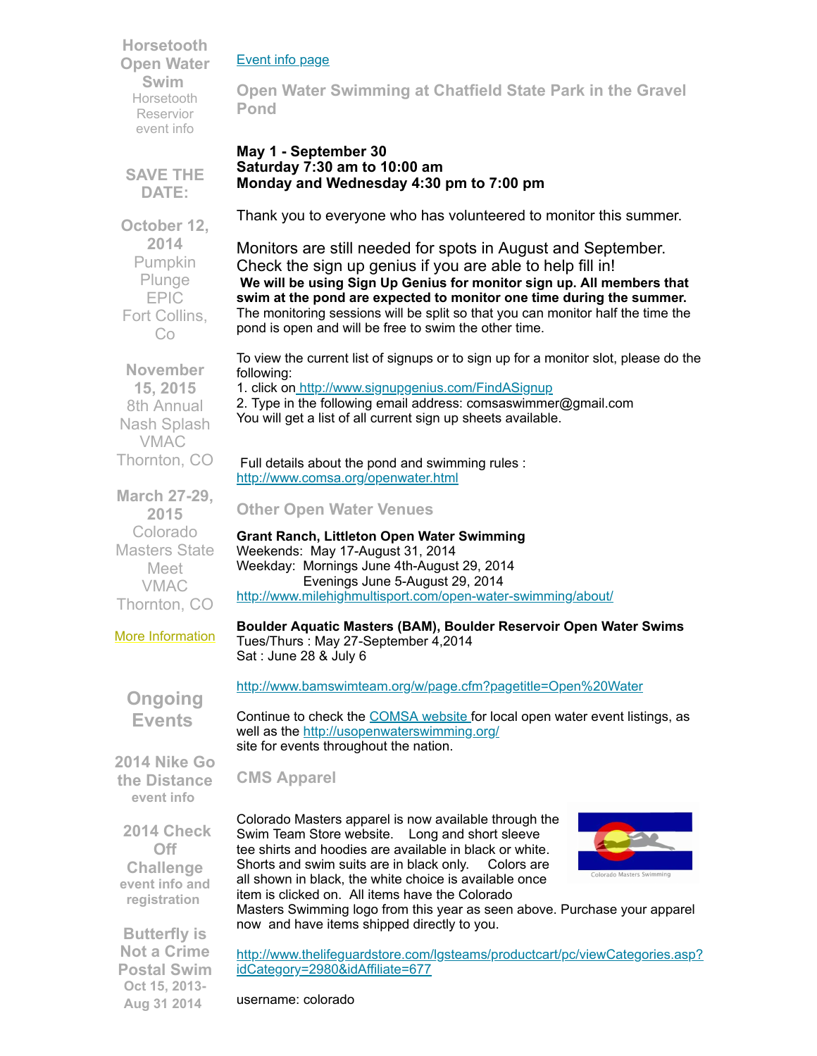**Horsetooth Open Water Swim**
Horsetooth Reservior event info

**SAVE THE DATE:**

**October 12, 2014**
Pumpkin Plunge
EPIC
Fort Collins, Co

**November 15, 2015**
8th Annual Nash Splash
VMAC
Thornton, CO

**March 27-29, 2015**
Colorado Masters State Meet
VMAC
Thornton, CO

More Information

## Ongoing Events

**2014 Nike Go the Distance**
event info

**2014 Check Off Challenge**
event info and registration

**Butterfly is Not a Crime Postal Swim**
Oct 15, 2013-Aug 31 2014

---

Event info page

### Open Water Swimming at Chatfield State Park in the Gravel Pond

**May 1 - September 30**
**Saturday 7:30 am to 10:00 am**
**Monday and Wednesday 4:30 pm to 7:00 pm**

Thank you to everyone who has volunteered to monitor this summer.

Monitors are still needed for spots in August and September. Check the sign up genius if you are able to help fill in!
**We will be using Sign Up Genius for monitor sign up. All members that swim at the pond are expected to monitor one time during the summer.** The monitoring sessions will be split so that you can monitor half the time the pond is open and will be free to swim the other time.

To view the current list of signups or to sign up for a monitor slot, please do the following:
1. click on http://www.signupgenius.com/FindASignup
2. Type in the following email address: comsaswimmer@gmail.com
You will get a list of all current sign up sheets available.

Full details about the pond and swimming rules : http://www.comsa.org/openwater.html

### Other Open Water Venues

**Grant Ranch, Littleton Open Water Swimming**
Weekends: May 17-August 31, 2014
Weekday: Mornings June 4th-August 29, 2014
Evenings June 5-August 29, 2014
http://www.milehighmultisport.com/open-water-swimming/about/

**Boulder Aquatic Masters (BAM), Boulder Reservoir Open Water Swims**
Tues/Thurs : May 27-September 4,2014
Sat : June 28 & July 6

http://www.bamswimteam.org/w/page.cfm?pagetitle=Open%20Water

Continue to check the COMSA website for local open water event listings, as well as the http://usopenwaterswimming.org/ site for events throughout the nation.

### CMS Apparel

Colorado Masters apparel is now available through the Swim Team Store website. Long and short sleeve tee shirts and hoodies are available in black or white. Shorts and swim suits are in black only. Colors are all shown in black, the white choice is available once item is clicked on. All items have the Colorado Masters Swimming logo from this year as seen above. Purchase your apparel now and have items shipped directly to you.

http://www.thelifeguardstore.com/lgsteams/productcart/pc/viewCategories.asp?idCategory=2980&idAffiliate=677

username: colorado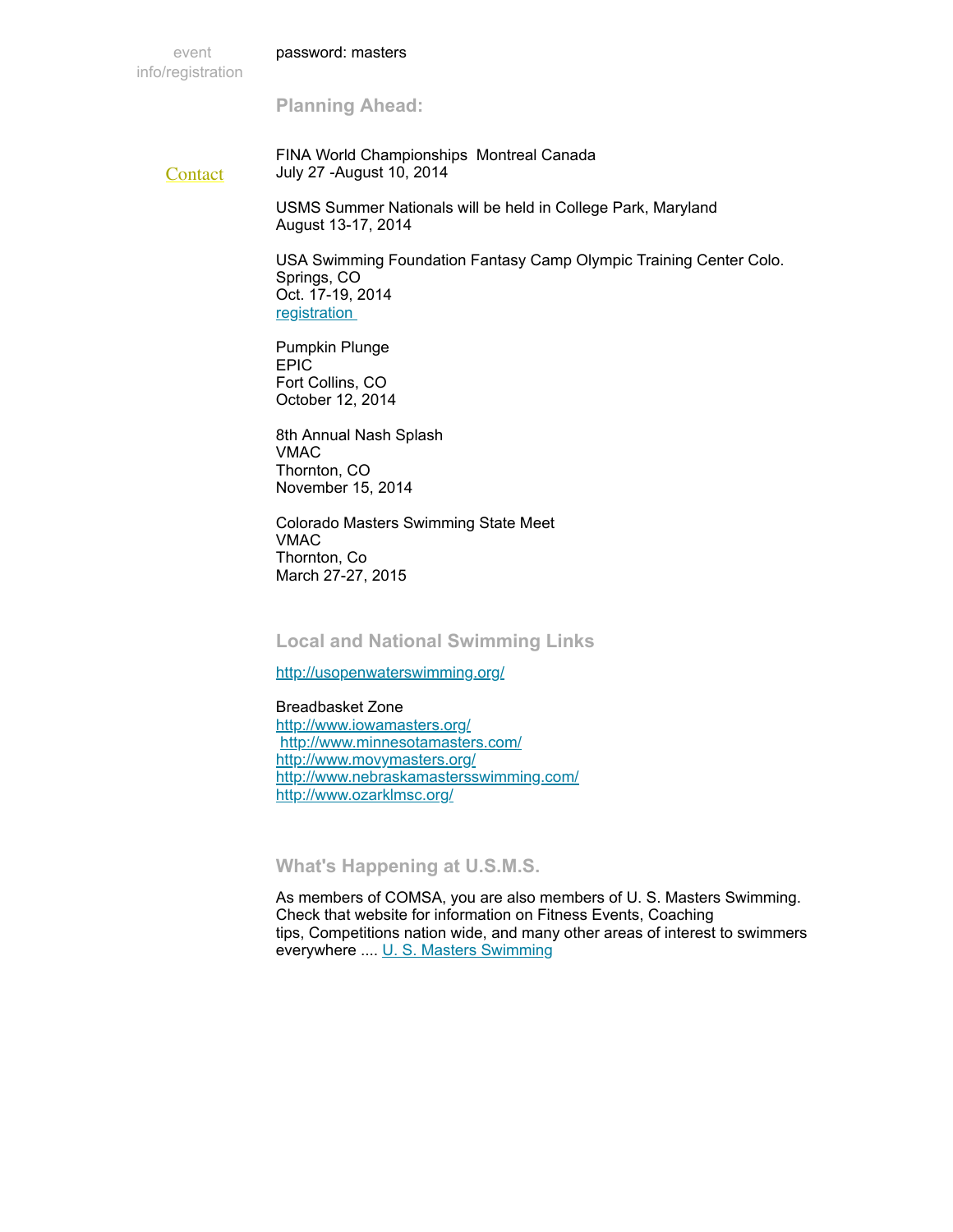event info/registration

password: masters

Contact

### Planning Ahead:

FINA World Championships Montreal Canada
July 27 -August 10, 2014

USMS Summer Nationals will be held in College Park, Maryland
August 13-17, 2014

USA Swimming Foundation Fantasy Camp Olympic Training Center Colo. Springs, CO
Oct. 17-19, 2014
[registration](registration)

Pumpkin Plunge
EPIC
Fort Collins, CO
October 12, 2014

8th Annual Nash Splash
VMAC
Thornton, CO
November 15, 2014

Colorado Masters Swimming State Meet
VMAC
Thornton, Co
March 27-27, 2015

### Local and National Swimming Links

http://usopenwaterswimming.org/

Breadbasket Zone
http://www.iowamasters.org/
http://www.minnesotamasters.com/
http://www.movymasters.org/
http://www.nebraskamastersswimming.com/
http://www.ozarklmsc.org/

### What's Happening at U.S.M.S.

As members of COMSA, you are also members of U. S. Masters Swimming. Check that website for information on Fitness Events, Coaching tips, Competitions nation wide, and many other areas of interest to swimmers everywhere .... U. S. Masters Swimming